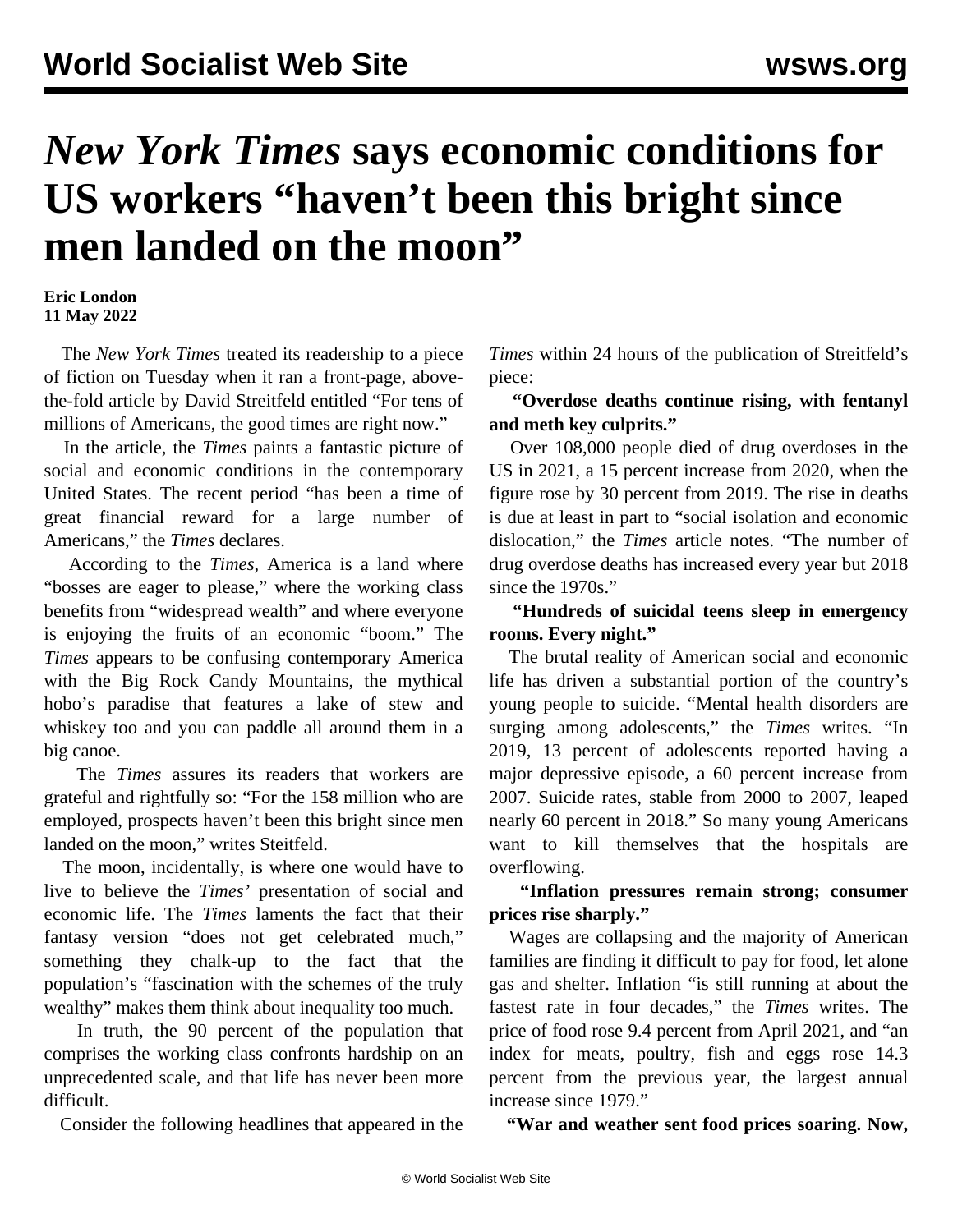# *New York Times* says economic conditions for US workers "haven't been this bright since men landed on the moon"

**Eric London**
**11 May 2022**

The *New York Times* treated its readership to a piece of fiction on Tuesday when it ran a front-page, above-the-fold article by David Streitfeld entitled "For tens of millions of Americans, the good times are right now."

In the article, the *Times* paints a fantastic picture of social and economic conditions in the contemporary United States. The recent period "has been a time of great financial reward for a large number of Americans," the *Times* declares.

According to the *Times*, America is a land where "bosses are eager to please," where the working class benefits from "widespread wealth" and where everyone is enjoying the fruits of an economic "boom." The *Times* appears to be confusing contemporary America with the Big Rock Candy Mountains, the mythical hobo's paradise that features a lake of stew and whiskey too and you can paddle all around them in a big canoe.

The *Times* assures its readers that workers are grateful and rightfully so: "For the 158 million who are employed, prospects haven't been this bright since men landed on the moon," writes Steitfeld.

The moon, incidentally, is where one would have to live to believe the *Times'* presentation of social and economic life. The *Times* laments the fact that their fantasy version "does not get celebrated much," something they chalk-up to the fact that the population's "fascination with the schemes of the truly wealthy" makes them think about inequality too much.

In truth, the 90 percent of the population that comprises the working class confronts hardship on an unprecedented scale, and that life has never been more difficult.

Consider the following headlines that appeared in the *Times* within 24 hours of the publication of Streitfeld's piece:

**"Overdose deaths continue rising, with fentanyl and meth key culprits."**

Over 108,000 people died of drug overdoses in the US in 2021, a 15 percent increase from 2020, when the figure rose by 30 percent from 2019. The rise in deaths is due at least in part to "social isolation and economic dislocation," the *Times* article notes. "The number of drug overdose deaths has increased every year but 2018 since the 1970s."

**"Hundreds of suicidal teens sleep in emergency rooms. Every night."**

The brutal reality of American social and economic life has driven a substantial portion of the country's young people to suicide. "Mental health disorders are surging among adolescents," the *Times* writes. "In 2019, 13 percent of adolescents reported having a major depressive episode, a 60 percent increase from 2007. Suicide rates, stable from 2000 to 2007, leaped nearly 60 percent in 2018." So many young Americans want to kill themselves that the hospitals are overflowing.

**"Inflation pressures remain strong; consumer prices rise sharply."**

Wages are collapsing and the majority of American families are finding it difficult to pay for food, let alone gas and shelter. Inflation "is still running at about the fastest rate in four decades," the *Times* writes. The price of food rose 9.4 percent from April 2021, and "an index for meats, poultry, fish and eggs rose 14.3 percent from the previous year, the largest annual increase since 1979."

**"War and weather sent food prices soaring. Now,**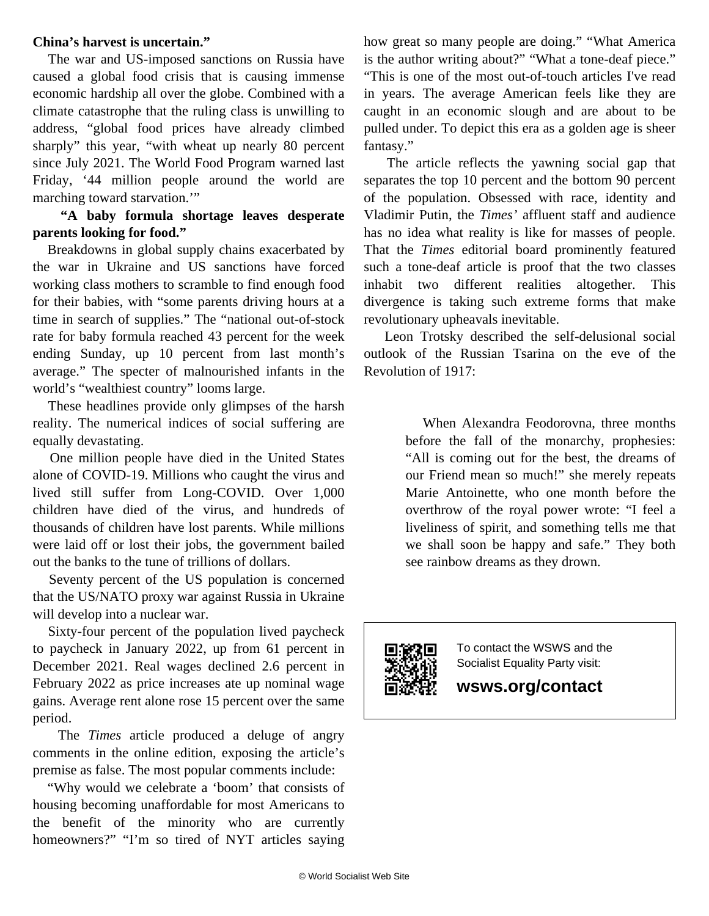**China's harvest is uncertain."**

The war and US-imposed sanctions on Russia have caused a global food crisis that is causing immense economic hardship all over the globe. Combined with a climate catastrophe that the ruling class is unwilling to address, "global food prices have already climbed sharply" this year, "with wheat up nearly 80 percent since July 2021. The World Food Program warned last Friday, '44 million people around the world are marching toward starvation.'"

**"A baby formula shortage leaves desperate parents looking for food."**

Breakdowns in global supply chains exacerbated by the war in Ukraine and US sanctions have forced working class mothers to scramble to find enough food for their babies, with "some parents driving hours at a time in search of supplies." The "national out-of-stock rate for baby formula reached 43 percent for the week ending Sunday, up 10 percent from last month's average." The specter of malnourished infants in the world's "wealthiest country" looms large.

These headlines provide only glimpses of the harsh reality. The numerical indices of social suffering are equally devastating.

One million people have died in the United States alone of COVID-19. Millions who caught the virus and lived still suffer from Long-COVID. Over 1,000 children have died of the virus, and hundreds of thousands of children have lost parents. While millions were laid off or lost their jobs, the government bailed out the banks to the tune of trillions of dollars.

Seventy percent of the US population is concerned that the US/NATO proxy war against Russia in Ukraine will develop into a nuclear war.

Sixty-four percent of the population lived paycheck to paycheck in January 2022, up from 61 percent in December 2021. Real wages declined 2.6 percent in February 2022 as price increases ate up nominal wage gains. Average rent alone rose 15 percent over the same period.

The *Times* article produced a deluge of angry comments in the online edition, exposing the article's premise as false. The most popular comments include:

"Why would we celebrate a 'boom' that consists of housing becoming unaffordable for most Americans to the benefit of the minority who are currently homeowners?" "I'm so tired of NYT articles saying how great so many people are doing." "What America is the author writing about?" "What a tone-deaf piece." "This is one of the most out-of-touch articles I've read in years. The average American feels like they are caught in an economic slough and are about to be pulled under. To depict this era as a golden age is sheer fantasy."

The article reflects the yawning social gap that separates the top 10 percent and the bottom 90 percent of the population. Obsessed with race, identity and Vladimir Putin, the *Times'* affluent staff and audience has no idea what reality is like for masses of people. That the *Times* editorial board prominently featured such a tone-deaf article is proof that the two classes inhabit two different realities altogether. This divergence is taking such extreme forms that make revolutionary upheavals inevitable.

Leon Trotsky described the self-delusional social outlook of the Russian Tsarina on the eve of the Revolution of 1917:

> When Alexandra Feodorovna, three months before the fall of the monarchy, prophesies: "All is coming out for the best, the dreams of our Friend mean so much!" she merely repeats Marie Antoinette, who one month before the overthrow of the royal power wrote: "I feel a liveliness of spirit, and something tells me that we shall soon be happy and safe." They both see rainbow dreams as they drown.

To contact the WSWS and the Socialist Equality Party visit:

**wsws.org/contact**